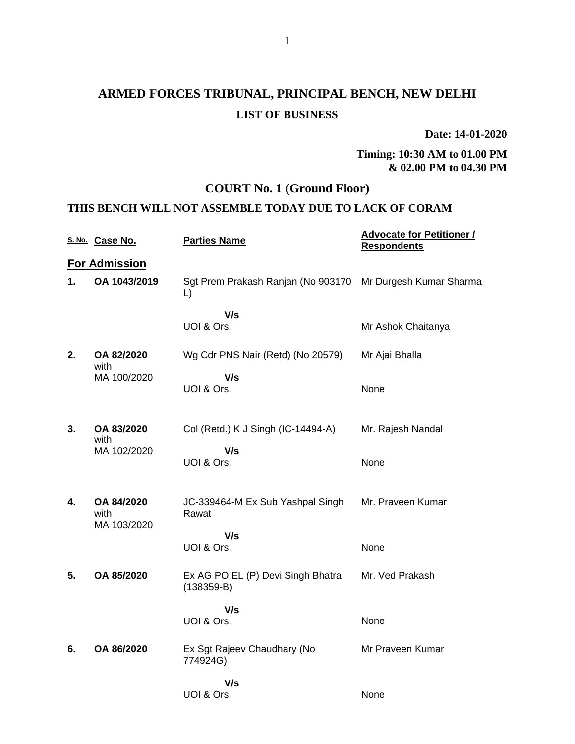# ARMED FORCES TRIBUNAL, PRINCIPAL BENCH, NEW DELHI

## LIST OF BUSINESS

**Date: 14-01-2020**

**Timing: 10:30 AM to 01.00 PM & 02.00 PM to 04.30 PM**

## COURT No. 1 (Ground Floor)

### THIS BENCH WILL NOT ASSEMBLE TODAY DUE TO LACK OF CORAM

| S. No. | Case No. | Parties Name | Advocate for Petitioner / Respondents |
|---|---|---|---|
| **For Admission** | | | |
| **1.** | **OA 1043/2019** | Sgt Prem Prakash Ranjan (No 903170 L)<br>**V/s**<br>UOI & Ors. | Mr Durgesh Kumar Sharma<br><br>Mr Ashok Chaitanya |
| **2.** | **OA 82/2020** with MA 100/2020 | Wg Cdr PNS Nair (Retd) (No 20579)<br>**V/s**<br>UOI & Ors. | Mr Ajai Bhalla<br><br>None |
| **3.** | **OA 83/2020** with MA 102/2020 | Col (Retd.) K J Singh (IC-14494-A)<br>**V/s**<br>UOI & Ors. | Mr. Rajesh Nandal<br><br>None |
| **4.** | **OA 84/2020** with MA 103/2020 | JC-339464-M Ex Sub Yashpal Singh Rawat<br>**V/s**<br>UOI & Ors. | Mr. Praveen Kumar<br><br>None |
| **5.** | **OA 85/2020** | Ex AG PO EL (P) Devi Singh Bhatra (138359-B)<br>**V/s**<br>UOI & Ors. | Mr. Ved Prakash<br><br>None |
| **6.** | **OA 86/2020** | Ex Sgt Rajeev Chaudhary (No 774924G)<br>**V/s**<br>UOI & Ors. | Mr Praveen Kumar<br><br>None |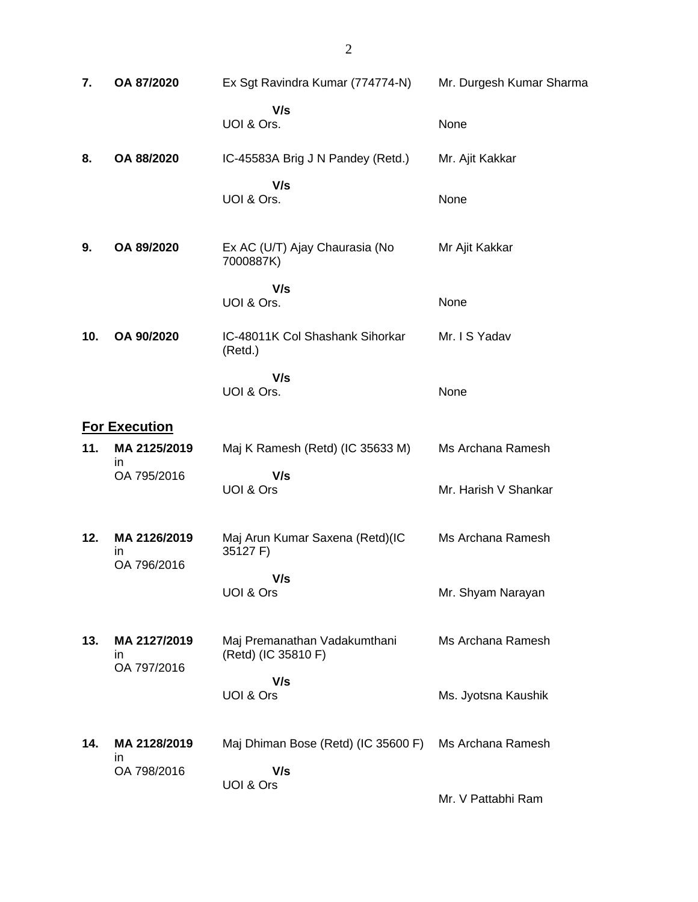| | | | |
|---|---|---|---|
| **7.** | **OA 87/2020** | Ex Sgt Ravindra Kumar (774774-N) **V/s** UOI & Ors. | Mr. Durgesh Kumar Sharma<br>None |
| **8.** | **OA 88/2020** | IC-45583A Brig J N Pandey (Retd.) **V/s** UOI & Ors. | Mr. Ajit Kakkar<br>None |
| **9.** | **OA 89/2020** | Ex AC (U/T) Ajay Chaurasia (No 7000887K) **V/s** UOI & Ors. | Mr Ajit Kakkar<br>None |
| **10.** | **OA 90/2020** | IC-48011K Col Shashank Sihorkar (Retd.) **V/s** UOI & Ors. | Mr. I S Yadav<br>None |

## For Execution

| | | | |
|---|---|---|---|
| **11.** | **MA 2125/2019** in OA 795/2016 | Maj K Ramesh (Retd) (IC 35633 M) **V/s** UOI & Ors | Ms Archana Ramesh<br>Mr. Harish V Shankar |
| **12.** | **MA 2126/2019** in OA 796/2016 | Maj Arun Kumar Saxena (Retd)(IC 35127 F) **V/s** UOI & Ors | Ms Archana Ramesh<br>Mr. Shyam Narayan |
| **13.** | **MA 2127/2019** in OA 797/2016 | Maj Premanathan Vadakumthani (Retd) (IC 35810 F) **V/s** UOI & Ors | Ms Archana Ramesh<br>Ms. Jyotsna Kaushik |
| **14.** | **MA 2128/2019** in OA 798/2016 | Maj Dhiman Bose (Retd) (IC 35600 F) **V/s** UOI & Ors | Ms Archana Ramesh<br>Mr. V Pattabhi Ram |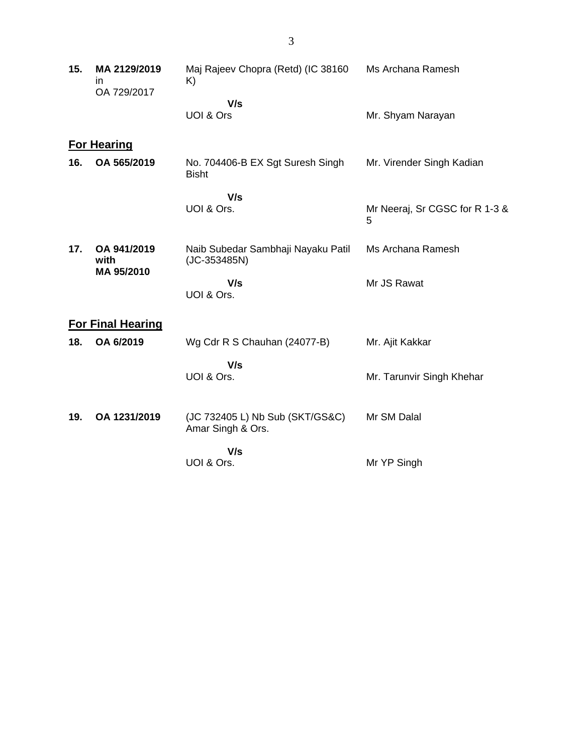| | | | |
|---|---|---|---|
| **15.** | **MA 2129/2019** in OA 729/2017 | Maj Rajeev Chopra (Retd) (IC 38160 K) | Ms Archana Ramesh |
| | | **V/s** UOI & Ors | Mr. Shyam Narayan |

**For Hearing**

| | | | |
|---|---|---|---|
| **16.** | **OA 565/2019** | No. 704406-B EX Sgt Suresh Singh Bisht | Mr. Virender Singh Kadian |
| | | **V/s** UOI & Ors. | Mr Neeraj, Sr CGSC for R 1-3 & 5 |
| **17.** | **OA 941/2019 with MA 95/2010** | Naib Subedar Sambhaji Nayaku Patil (JC-353485N) | Ms Archana Ramesh |
| | | **V/s** UOI & Ors. | Mr JS Rawat |

**For Final Hearing**

| | | | |
|---|---|---|---|
| **18.** | **OA 6/2019** | Wg Cdr R S Chauhan (24077-B) | Mr. Ajit Kakkar |
| | | **V/s** UOI & Ors. | Mr. Tarunvir Singh Khehar |
| **19.** | **OA 1231/2019** | (JC 732405 L) Nb Sub (SKT/GS&C) Amar Singh & Ors. | Mr SM Dalal |
| | | **V/s** UOI & Ors. | Mr YP Singh |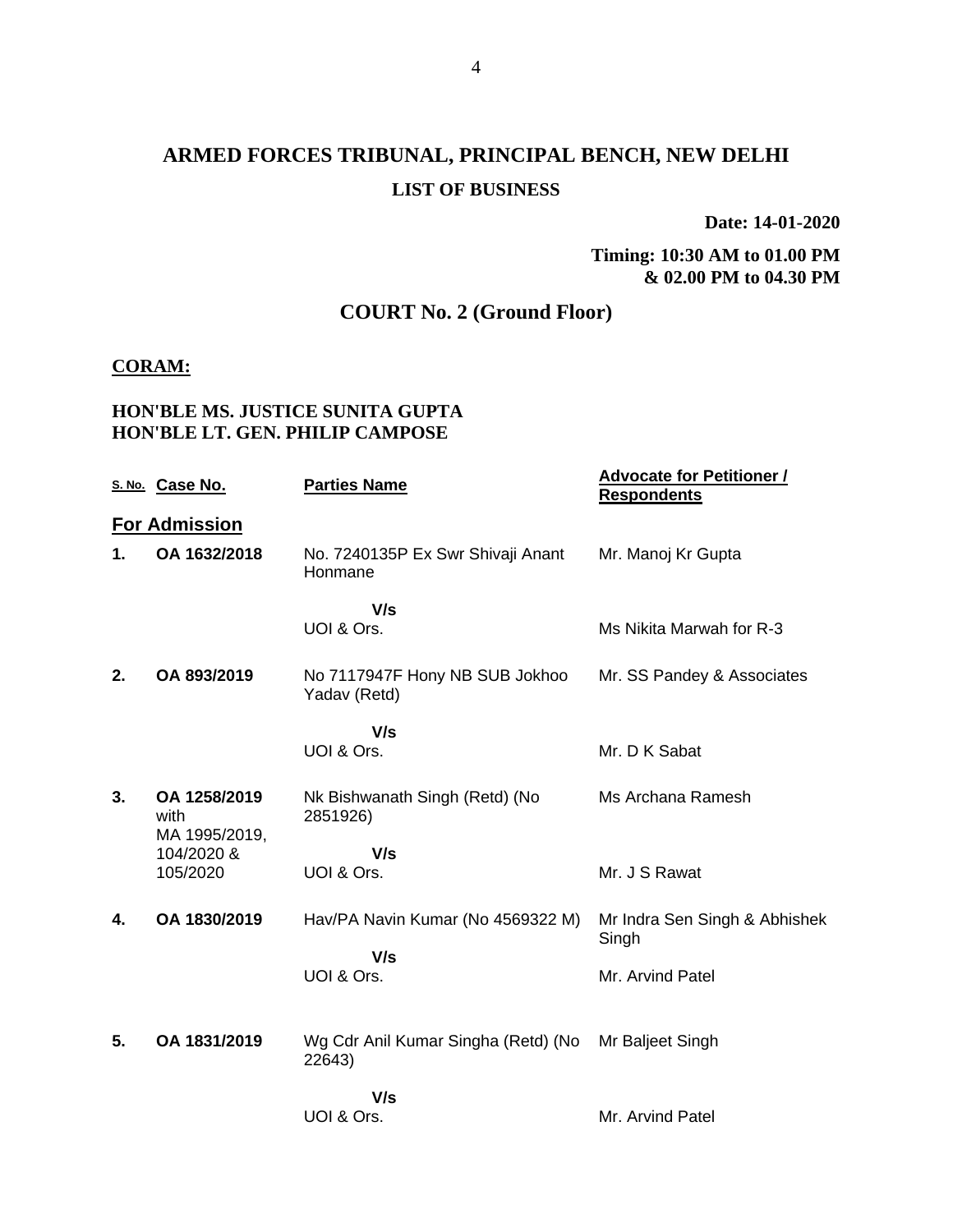# ARMED FORCES TRIBUNAL, PRINCIPAL BENCH, NEW DELHI

## LIST OF BUSINESS

**Date: 14-01-2020**

**Timing: 10:30 AM to 01.00 PM & 02.00 PM to 04.30 PM**

## COURT No. 2 (Ground Floor)

**CORAM:**

**HON'BLE MS. JUSTICE SUNITA GUPTA**
**HON'BLE LT. GEN. PHILIP CAMPOSE**

| S. No. | Case No. | Parties Name | Advocate for Petitioner / Respondents |
|---|---|---|---|
| **For Admission** | | | |
| **1.** | **OA 1632/2018** | No. 7240135P Ex Swr Shivaji Anant Honmane | Mr. Manoj Kr Gupta |
| | | **V/s** UOI & Ors. | Ms Nikita Marwah for R-3 |
| **2.** | **OA 893/2019** | No 7117947F Hony NB SUB Jokhoo Yadav (Retd) | Mr. SS Pandey & Associates |
| | | **V/s** UOI & Ors. | Mr. D K Sabat |
| **3.** | **OA 1258/2019** with MA 1995/2019, 104/2020 & 105/2020 | Nk Bishwanath Singh (Retd) (No 2851926) | Ms Archana Ramesh |
| | | **V/s** UOI & Ors. | Mr. J S Rawat |
| **4.** | **OA 1830/2019** | Hav/PA Navin Kumar (No 4569322 M) | Mr Indra Sen Singh & Abhishek Singh |
| | | **V/s** UOI & Ors. | Mr. Arvind Patel |
| **5.** | **OA 1831/2019** | Wg Cdr Anil Kumar Singha (Retd) (No 22643) | Mr Baljeet Singh |
| | | **V/s** UOI & Ors. | Mr. Arvind Patel |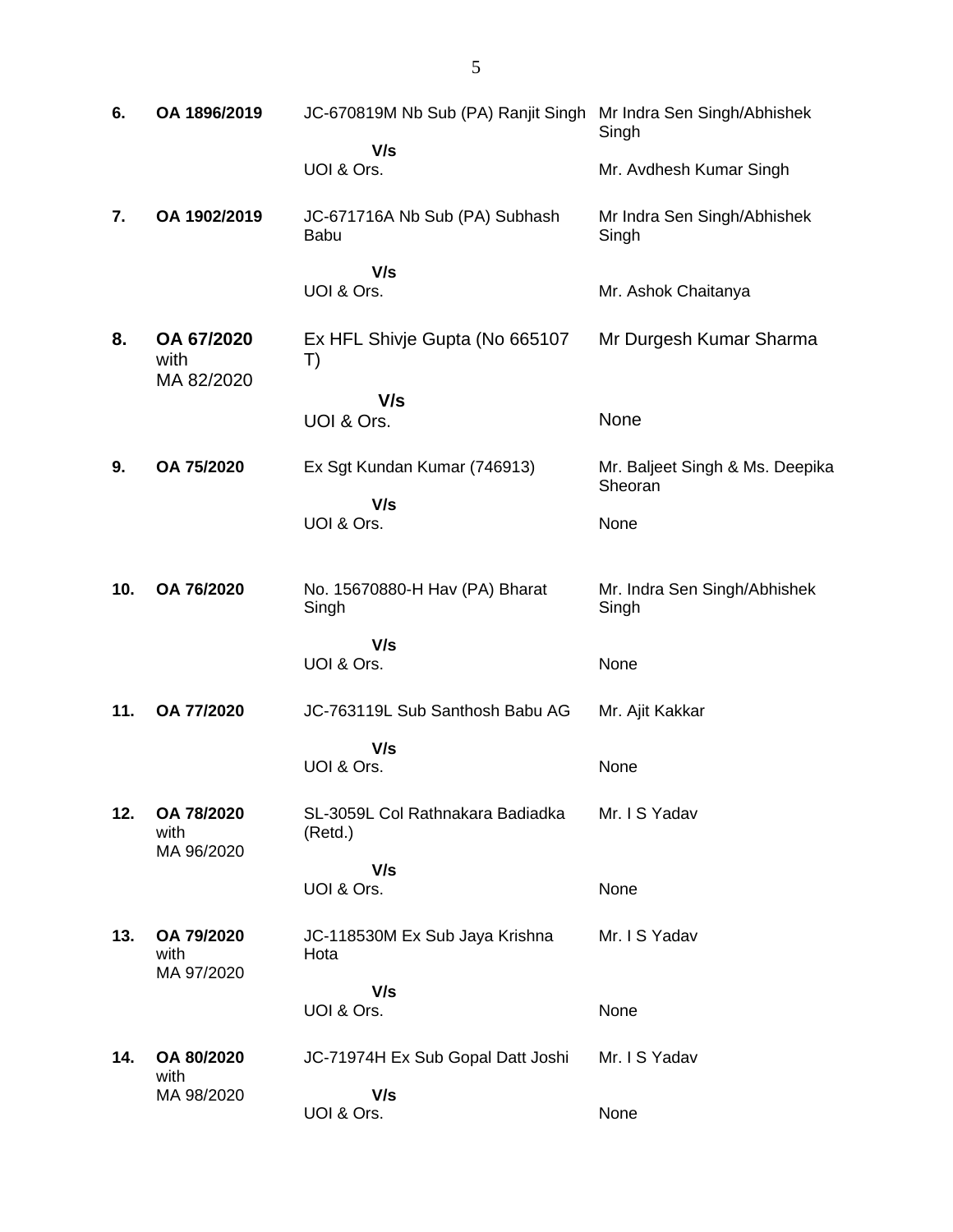| | | | |
|---|---|---|---|
| **6.** | **OA 1896/2019** | JC-670819M Nb Sub (PA) Ranjit Singh<br><br>**V/s**<br>UOI & Ors. | Mr Indra Sen Singh/Abhishek Singh<br><br>Mr. Avdhesh Kumar Singh |
| **7.** | **OA 1902/2019** | JC-671716A Nb Sub (PA) Subhash Babu<br><br>**V/s**<br>UOI & Ors. | Mr Indra Sen Singh/Abhishek Singh<br><br>Mr. Ashok Chaitanya |
| **8.** | **OA 67/2020** with MA 82/2020 | Ex HFL Shivje Gupta (No 665107 T)<br><br>**V/s**<br>UOI & Ors. | Mr Durgesh Kumar Sharma<br><br>None |
| **9.** | **OA 75/2020** | Ex Sgt Kundan Kumar (746913)<br><br>**V/s**<br>UOI & Ors. | Mr. Baljeet Singh & Ms. Deepika Sheoran<br><br>None |
| **10.** | **OA 76/2020** | No. 15670880-H Hav (PA) Bharat Singh<br><br>**V/s**<br>UOI & Ors. | Mr. Indra Sen Singh/Abhishek Singh<br><br>None |
| **11.** | **OA 77/2020** | JC-763119L Sub Santhosh Babu AG<br><br>**V/s**<br>UOI & Ors. | Mr. Ajit Kakkar<br><br>None |
| **12.** | **OA 78/2020** with MA 96/2020 | SL-3059L Col Rathnakara Badiadka (Retd.)<br><br>**V/s**<br>UOI & Ors. | Mr. I S Yadav<br><br>None |
| **13.** | **OA 79/2020** with MA 97/2020 | JC-118530M Ex Sub Jaya Krishna Hota<br><br>**V/s**<br>UOI & Ors. | Mr. I S Yadav<br><br>None |
| **14.** | **OA 80/2020** with MA 98/2020 | JC-71974H Ex Sub Gopal Datt Joshi<br><br>**V/s**<br>UOI & Ors. | Mr. I S Yadav<br><br>None |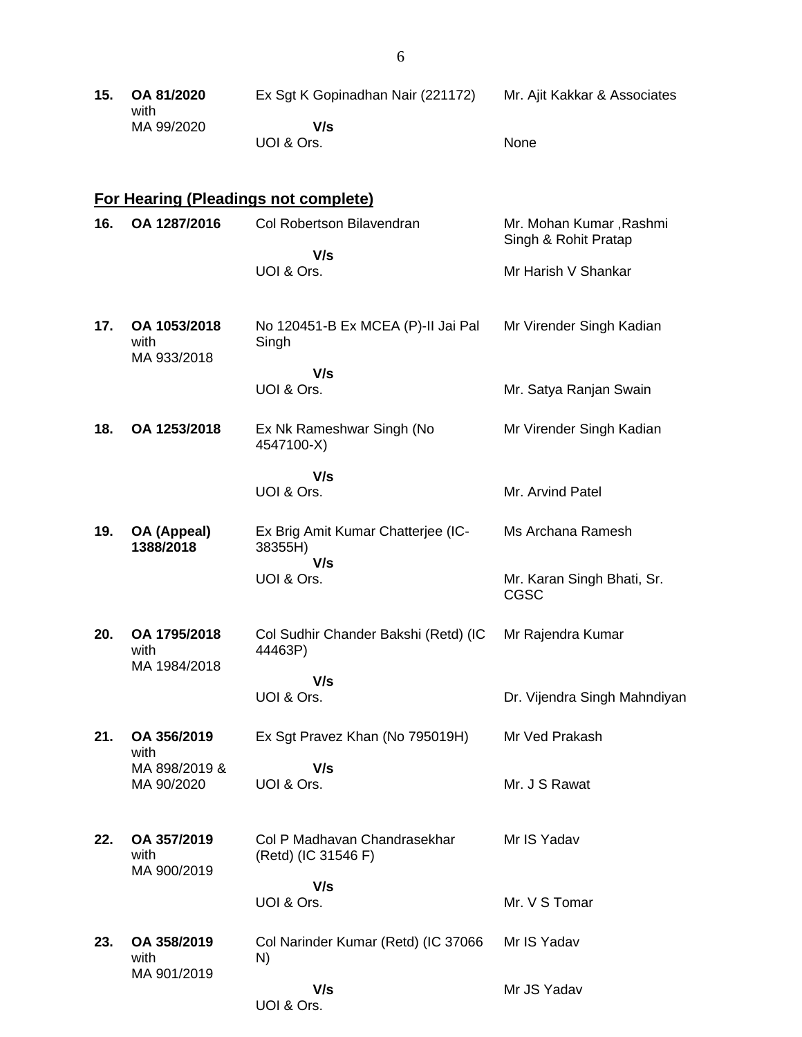| | | | |
|---|---|---|---|
| **15.** | **OA 81/2020** with MA 99/2020 | Ex Sgt K Gopinadhan Nair (221172)<br>**V/s**<br>UOI & Ors. | Mr. Ajit Kakkar & Associates<br><br>None |

## **For Hearing (Pleadings not complete)**

| | | | |
|---|---|---|---|
| **16.** | **OA 1287/2016** | Col Robertson Bilavendran<br>**V/s**<br>UOI & Ors. | Mr. Mohan Kumar ,Rashmi Singh & Rohit Pratap<br><br>Mr Harish V Shankar |
| **17.** | **OA 1053/2018** with MA 933/2018 | No 120451-B Ex MCEA (P)-II Jai Pal Singh<br>**V/s**<br>UOI & Ors. | Mr Virender Singh Kadian<br><br>Mr. Satya Ranjan Swain |
| **18.** | **OA 1253/2018** | Ex Nk Rameshwar Singh (No 4547100-X)<br>**V/s**<br>UOI & Ors. | Mr Virender Singh Kadian<br><br>Mr. Arvind Patel |
| **19.** | **OA (Appeal) 1388/2018** | Ex Brig Amit Kumar Chatterjee (IC-38355H)<br>**V/s**<br>UOI & Ors. | Ms Archana Ramesh<br><br>Mr. Karan Singh Bhati, Sr. CGSC |
| **20.** | **OA 1795/2018** with MA 1984/2018 | Col Sudhir Chander Bakshi (Retd) (IC 44463P)<br>**V/s**<br>UOI & Ors. | Mr Rajendra Kumar<br><br>Dr. Vijendra Singh Mahndiyan |
| **21.** | **OA 356/2019** with MA 898/2019 & MA 90/2020 | Ex Sgt Pravez Khan (No 795019H)<br>**V/s**<br>UOI & Ors. | Mr Ved Prakash<br><br>Mr. J S Rawat |
| **22.** | **OA 357/2019** with MA 900/2019 | Col P Madhavan Chandrasekhar (Retd) (IC 31546 F)<br>**V/s**<br>UOI & Ors. | Mr IS Yadav<br><br>Mr. V S Tomar |
| **23.** | **OA 358/2019** with MA 901/2019 | Col Narinder Kumar (Retd) (IC 37066 N)<br>**V/s**<br>UOI & Ors. | Mr IS Yadav<br><br>Mr JS Yadav |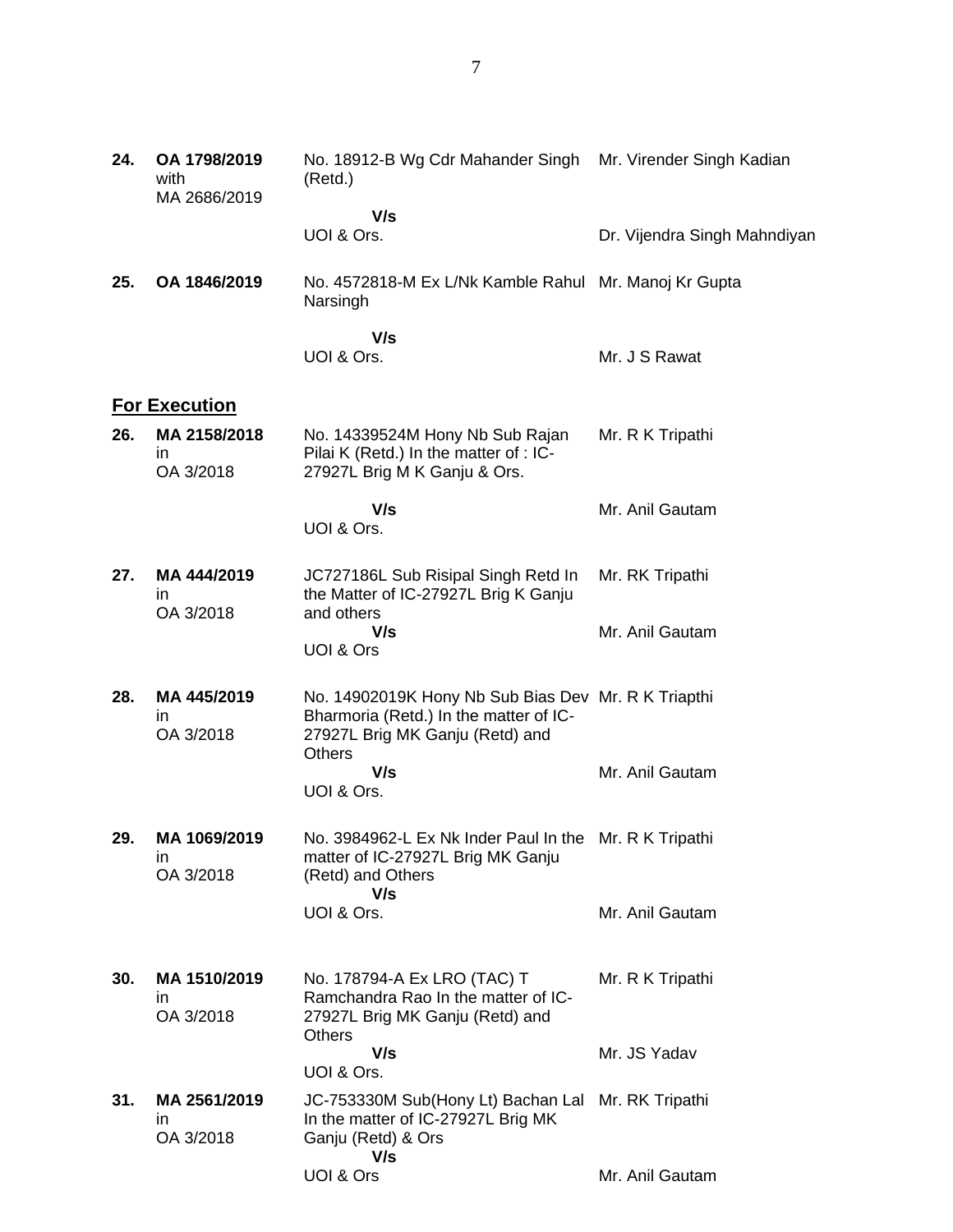| | | | |
|---|---|---|---|
| **24.** | **OA 1798/2019** with MA 2686/2019 | No. 18912-B Wg Cdr Mahander Singh (Retd.) | Mr. Virender Singh Kadian |
| | | **V/s** UOI & Ors. | Dr. Vijendra Singh Mahndiyan |
| **25.** | **OA 1846/2019** | No. 4572818-M Ex L/Nk Kamble Rahul Narsingh | Mr. Manoj Kr Gupta |
| | | **V/s** UOI & Ors. | Mr. J S Rawat |

## **For Execution**

| | | | |
|---|---|---|---|
| **26.** | **MA 2158/2018** in OA 3/2018 | No. 14339524M Hony Nb Sub Rajan Pilai K (Retd.) In the matter of : IC-27927L Brig M K Ganju & Ors. | Mr. R K Tripathi |
| | | **V/s** UOI & Ors. | Mr. Anil Gautam |
| **27.** | **MA 444/2019** in OA 3/2018 | JC727186L Sub Risipal Singh Retd In the Matter of IC-27927L Brig K Ganju and others | Mr. RK Tripathi |
| | | **V/s** UOI & Ors | Mr. Anil Gautam |
| **28.** | **MA 445/2019** in OA 3/2018 | No. 14902019K Hony Nb Sub Bias Dev Bharmoria (Retd.) In the matter of IC-27927L Brig MK Ganju (Retd) and Others | Mr. R K Triapthi |
| | | **V/s** UOI & Ors. | Mr. Anil Gautam |
| **29.** | **MA 1069/2019** in OA 3/2018 | No. 3984962-L Ex Nk Inder Paul In the matter of IC-27927L Brig MK Ganju (Retd) and Others | Mr. R K Tripathi |
| | | **V/s** UOI & Ors. | Mr. Anil Gautam |
| **30.** | **MA 1510/2019** in OA 3/2018 | No. 178794-A Ex LRO (TAC) T Ramchandra Rao In the matter of IC-27927L Brig MK Ganju (Retd) and Others | Mr. R K Tripathi |
| | | **V/s** UOI & Ors. | Mr. JS Yadav |
| **31.** | **MA 2561/2019** in OA 3/2018 | JC-753330M Sub(Hony Lt) Bachan Lal In the matter of IC-27927L Brig MK Ganju (Retd) & Ors | Mr. RK Tripathi |
| | | **V/s** UOI & Ors | Mr. Anil Gautam |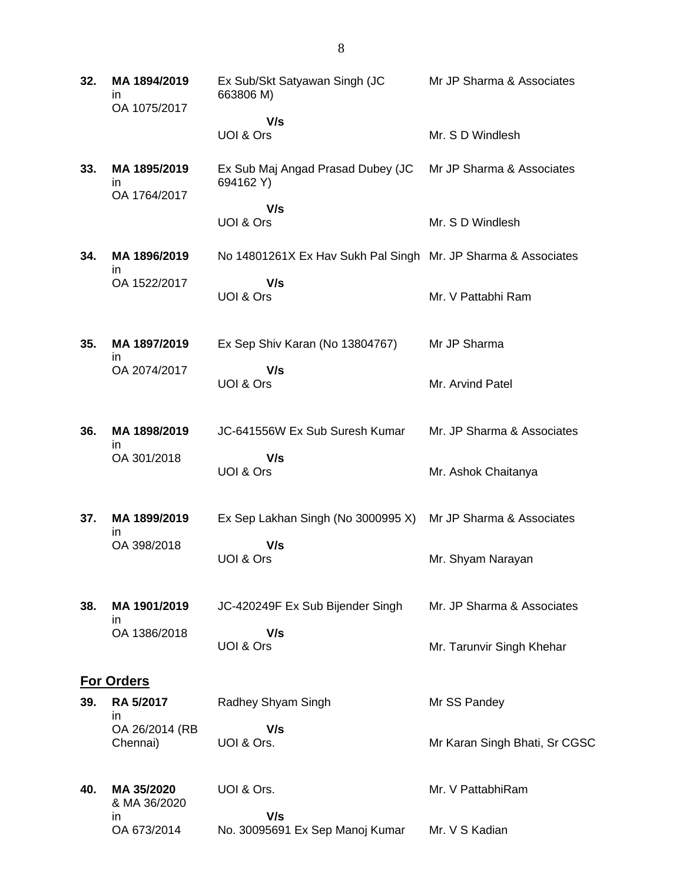| | | | |
|---|---|---|---|
| **32.** | **MA 1894/2019** in OA 1075/2017 | Ex Sub/Skt Satyawan Singh (JC 663806 M) **V/s** UOI & Ors | Mr JP Sharma & Associates<br><br>Mr. S D Windlesh |
| **33.** | **MA 1895/2019** in OA 1764/2017 | Ex Sub Maj Angad Prasad Dubey (JC 694162 Y) **V/s** UOI & Ors | Mr JP Sharma & Associates<br><br>Mr. S D Windlesh |
| **34.** | **MA 1896/2019** in OA 1522/2017 | No 14801261X Ex Hav Sukh Pal Singh **V/s** UOI & Ors | Mr. JP Sharma & Associates<br><br>Mr. V Pattabhi Ram |
| **35.** | **MA 1897/2019** in OA 2074/2017 | Ex Sep Shiv Karan (No 13804767) **V/s** UOI & Ors | Mr JP Sharma<br><br>Mr. Arvind Patel |
| **36.** | **MA 1898/2019** in OA 301/2018 | JC-641556W Ex Sub Suresh Kumar **V/s** UOI & Ors | Mr. JP Sharma & Associates<br><br>Mr. Ashok Chaitanya |
| **37.** | **MA 1899/2019** in OA 398/2018 | Ex Sep Lakhan Singh (No 3000995 X) **V/s** UOI & Ors | Mr JP Sharma & Associates<br><br>Mr. Shyam Narayan |
| **38.** | **MA 1901/2019** in OA 1386/2018 | JC-420249F Ex Sub Bijender Singh **V/s** UOI & Ors | Mr. JP Sharma & Associates<br><br>Mr. Tarunvir Singh Khehar |

## For Orders

| | | | |
|---|---|---|---|
| **39.** | **RA 5/2017** in OA 26/2014 (RB Chennai) | Radhey Shyam Singh **V/s** UOI & Ors. | Mr SS Pandey<br><br>Mr Karan Singh Bhati, Sr CGSC |
| **40.** | **MA 35/2020** & MA 36/2020 in OA 673/2014 | UOI & Ors. **V/s** No. 30095691 Ex Sep Manoj Kumar | Mr. V PattabhiRam<br><br>Mr. V S Kadian |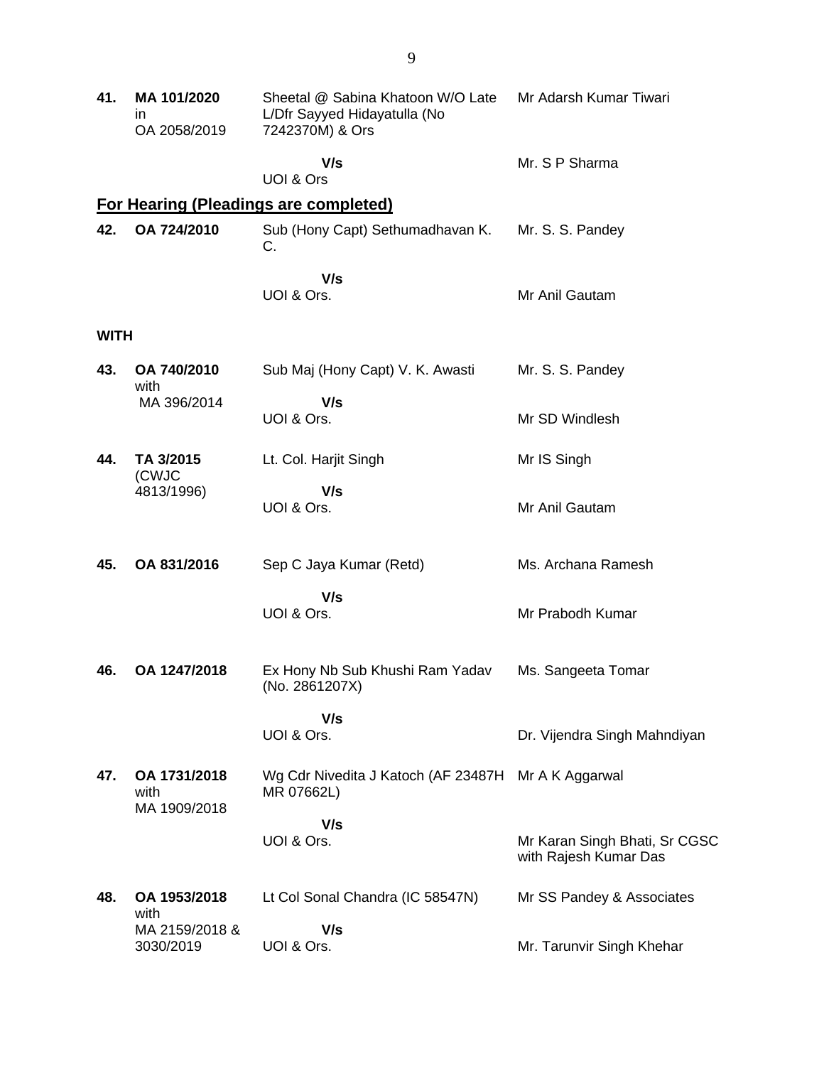| | | | |
|---|---|---|---|
| **41.** | **MA 101/2020** in OA 2058/2019 | Sheetal @ Sabina Khatoon W/O Late L/Dfr Sayyed Hidayatulla (No 7242370M) & Ors | Mr Adarsh Kumar Tiwari |
| | | **V/s** UOI & Ors | Mr. S P Sharma |

## For Hearing (Pleadings are completed)

| | | | |
|---|---|---|---|
| **42.** | **OA 724/2010** | Sub (Hony Capt) Sethumadhavan K. C. | Mr. S. S. Pandey |
| | | **V/s** UOI & Ors. | Mr Anil Gautam |

**WITH**

| | | | |
|---|---|---|---|
| **43.** | **OA 740/2010** with MA 396/2014 | Sub Maj (Hony Capt) V. K. Awasti | Mr. S. S. Pandey |
| | | **V/s** UOI & Ors. | Mr SD Windlesh |
| **44.** | **TA 3/2015** (CWJC 4813/1996) | Lt. Col. Harjit Singh | Mr IS Singh |
| | | **V/s** UOI & Ors. | Mr Anil Gautam |
| **45.** | **OA 831/2016** | Sep C Jaya Kumar (Retd) | Ms. Archana Ramesh |
| | | **V/s** UOI & Ors. | Mr Prabodh Kumar |
| **46.** | **OA 1247/2018** | Ex Hony Nb Sub Khushi Ram Yadav (No. 2861207X) | Ms. Sangeeta Tomar |
| | | **V/s** UOI & Ors. | Dr. Vijendra Singh Mahndiyan |
| **47.** | **OA 1731/2018** with MA 1909/2018 | Wg Cdr Nivedita J Katoch (AF 23487H MR 07662L) | Mr A K Aggarwal |
| | | **V/s** UOI & Ors. | Mr Karan Singh Bhati, Sr CGSC with Rajesh Kumar Das |
| **48.** | **OA 1953/2018** with MA 2159/2018 & 3030/2019 | Lt Col Sonal Chandra (IC 58547N) | Mr SS Pandey & Associates |
| | | **V/s** UOI & Ors. | Mr. Tarunvir Singh Khehar |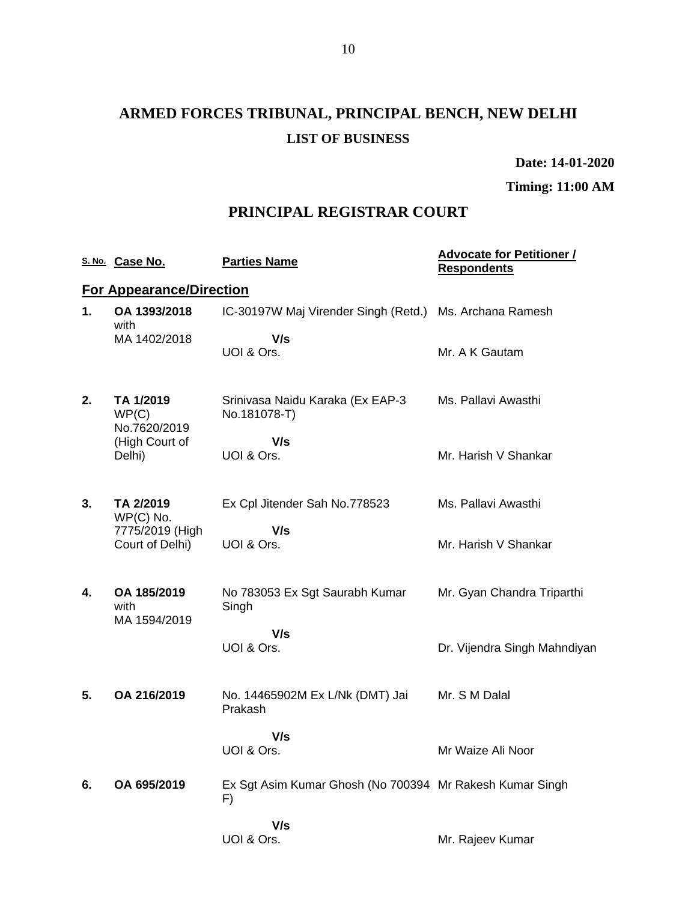# ARMED FORCES TRIBUNAL, PRINCIPAL BENCH, NEW DELHI

## LIST OF BUSINESS

**Date: 14-01-2020**

**Timing: 11:00 AM**

## PRINCIPAL REGISTRAR COURT

| S. No. | Case No. | Parties Name | Advocate for Petitioner / Respondents |
|---|---|---|---|
| **For Appearance/Direction** | | | |
| **1.** | **OA 1393/2018** with MA 1402/2018 | IC-30197W Maj Virender Singh (Retd.) **V/s** UOI & Ors. | Ms. Archana Ramesh<br>Mr. A K Gautam |
| **2.** | **TA 1/2019** WP(C) No.7620/2019 (High Court of Delhi) | Srinivasa Naidu Karaka (Ex EAP-3 No.181078-T) **V/s** UOI & Ors. | Ms. Pallavi Awasthi<br>Mr. Harish V Shankar |
| **3.** | **TA 2/2019** WP(C) No. 7775/2019 (High Court of Delhi) | Ex Cpl Jitender Sah No.778523 **V/s** UOI & Ors. | Ms. Pallavi Awasthi<br>Mr. Harish V Shankar |
| **4.** | **OA 185/2019** with MA 1594/2019 | No 783053 Ex Sgt Saurabh Kumar Singh **V/s** UOI & Ors. | Mr. Gyan Chandra Triparthi<br>Dr. Vijendra Singh Mahndiyan |
| **5.** | **OA 216/2019** | No. 14465902M Ex L/Nk (DMT) Jai Prakash **V/s** UOI & Ors. | Mr. S M Dalal<br>Mr Waize Ali Noor |
| **6.** | **OA 695/2019** | Ex Sgt Asim Kumar Ghosh (No 700394 F) **V/s** UOI & Ors. | Mr Rakesh Kumar Singh<br>Mr. Rajeev Kumar |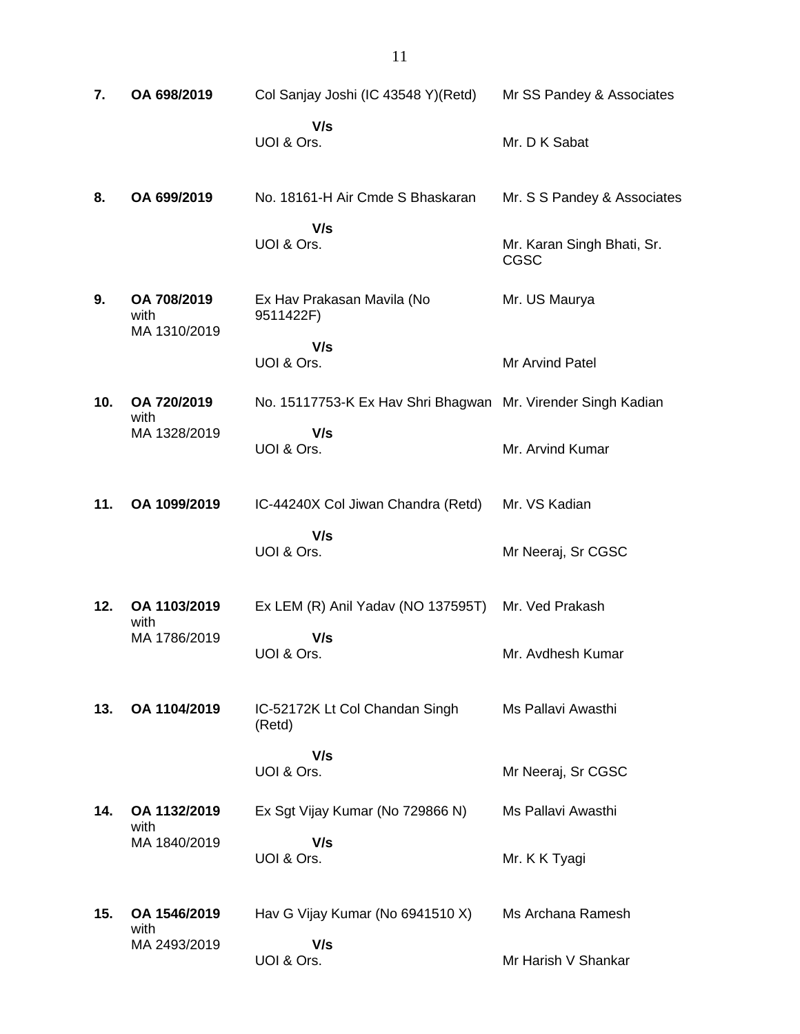| | | | |
|---|---|---|---|
| **7.** | **OA 698/2019** | Col Sanjay Joshi (IC 43548 Y)(Retd) | Mr SS Pandey & Associates |
| | | **V/s** | |
| | | UOI & Ors. | Mr. D K Sabat |
| **8.** | **OA 699/2019** | No. 18161-H Air Cmde S Bhaskaran | Mr. S S Pandey & Associates |
| | | **V/s** | |
| | | UOI & Ors. | Mr. Karan Singh Bhati, Sr. CGSC |
| **9.** | **OA 708/2019** with MA 1310/2019 | Ex Hav Prakasan Mavila (No 9511422F) | Mr. US Maurya |
| | | **V/s** | |
| | | UOI & Ors. | Mr Arvind Patel |
| **10.** | **OA 720/2019** with MA 1328/2019 | No. 15117753-K Ex Hav Shri Bhagwan | Mr. Virender Singh Kadian |
| | | **V/s** | |
| | | UOI & Ors. | Mr. Arvind Kumar |
| **11.** | **OA 1099/2019** | IC-44240X Col Jiwan Chandra (Retd) | Mr. VS Kadian |
| | | **V/s** | |
| | | UOI & Ors. | Mr Neeraj, Sr CGSC |
| **12.** | **OA 1103/2019** with MA 1786/2019 | Ex LEM (R) Anil Yadav (NO 137595T) | Mr. Ved Prakash |
| | | **V/s** | |
| | | UOI & Ors. | Mr. Avdhesh Kumar |
| **13.** | **OA 1104/2019** | IC-52172K Lt Col Chandan Singh (Retd) | Ms Pallavi Awasthi |
| | | **V/s** | |
| | | UOI & Ors. | Mr Neeraj, Sr CGSC |
| **14.** | **OA 1132/2019** with MA 1840/2019 | Ex Sgt Vijay Kumar (No 729866 N) | Ms Pallavi Awasthi |
| | | **V/s** | |
| | | UOI & Ors. | Mr. K K Tyagi |
| **15.** | **OA 1546/2019** with MA 2493/2019 | Hav G Vijay Kumar (No 6941510 X) | Ms Archana Ramesh |
| | | **V/s** | |
| | | UOI & Ors. | Mr Harish V Shankar |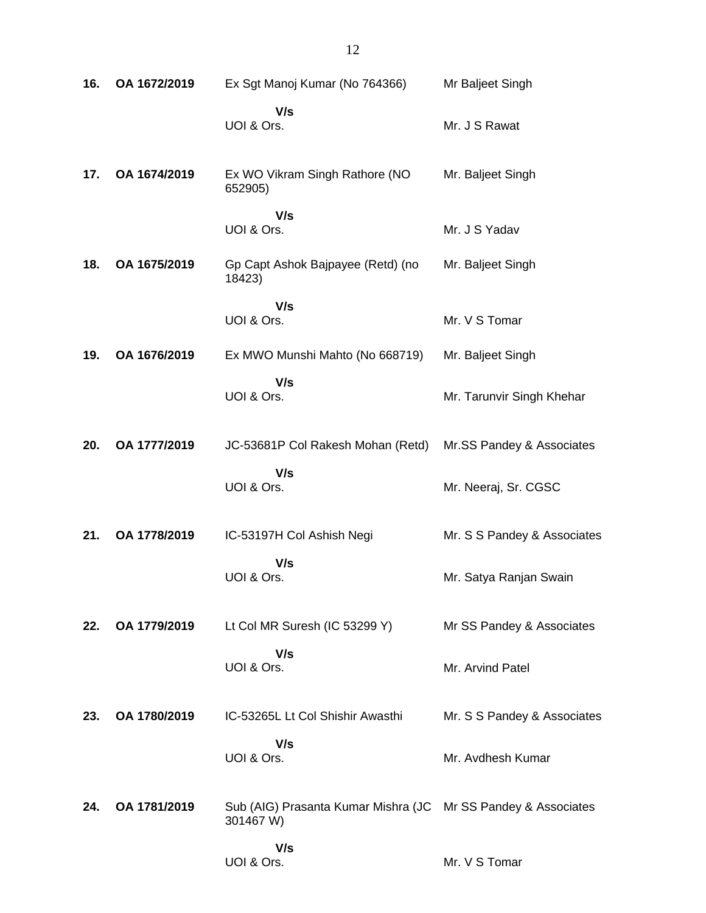| | | | |
|---|---|---|---|
| **16.** | **OA 1672/2019** | Ex Sgt Manoj Kumar (No 764366) | Mr Baljeet Singh |
| | | **V/s** | |
| | | UOI & Ors. | Mr. J S Rawat |
| **17.** | **OA 1674/2019** | Ex WO Vikram Singh Rathore (NO 652905) | Mr. Baljeet Singh |
| | | **V/s** | |
| | | UOI & Ors. | Mr. J S Yadav |
| **18.** | **OA 1675/2019** | Gp Capt Ashok Bajpayee (Retd) (no 18423) | Mr. Baljeet Singh |
| | | **V/s** | |
| | | UOI & Ors. | Mr. V S Tomar |
| **19.** | **OA 1676/2019** | Ex MWO Munshi Mahto (No 668719) | Mr. Baljeet Singh |
| | | **V/s** | |
| | | UOI & Ors. | Mr. Tarunvir Singh Khehar |
| **20.** | **OA 1777/2019** | JC-53681P Col Rakesh Mohan (Retd) | Mr.SS Pandey & Associates |
| | | **V/s** | |
| | | UOI & Ors. | Mr. Neeraj, Sr. CGSC |
| **21.** | **OA 1778/2019** | IC-53197H Col Ashish Negi | Mr. S S Pandey & Associates |
| | | **V/s** | |
| | | UOI & Ors. | Mr. Satya Ranjan Swain |
| **22.** | **OA 1779/2019** | Lt Col MR Suresh (IC 53299 Y) | Mr SS Pandey & Associates |
| | | **V/s** | |
| | | UOI & Ors. | Mr. Arvind Patel |
| **23.** | **OA 1780/2019** | IC-53265L Lt Col Shishir Awasthi | Mr. S S Pandey & Associates |
| | | **V/s** | |
| | | UOI & Ors. | Mr. Avdhesh Kumar |
| **24.** | **OA 1781/2019** | Sub (AIG) Prasanta Kumar Mishra (JC 301467 W) | Mr SS Pandey & Associates |
| | | **V/s** | |
| | | UOI & Ors. | Mr. V S Tomar |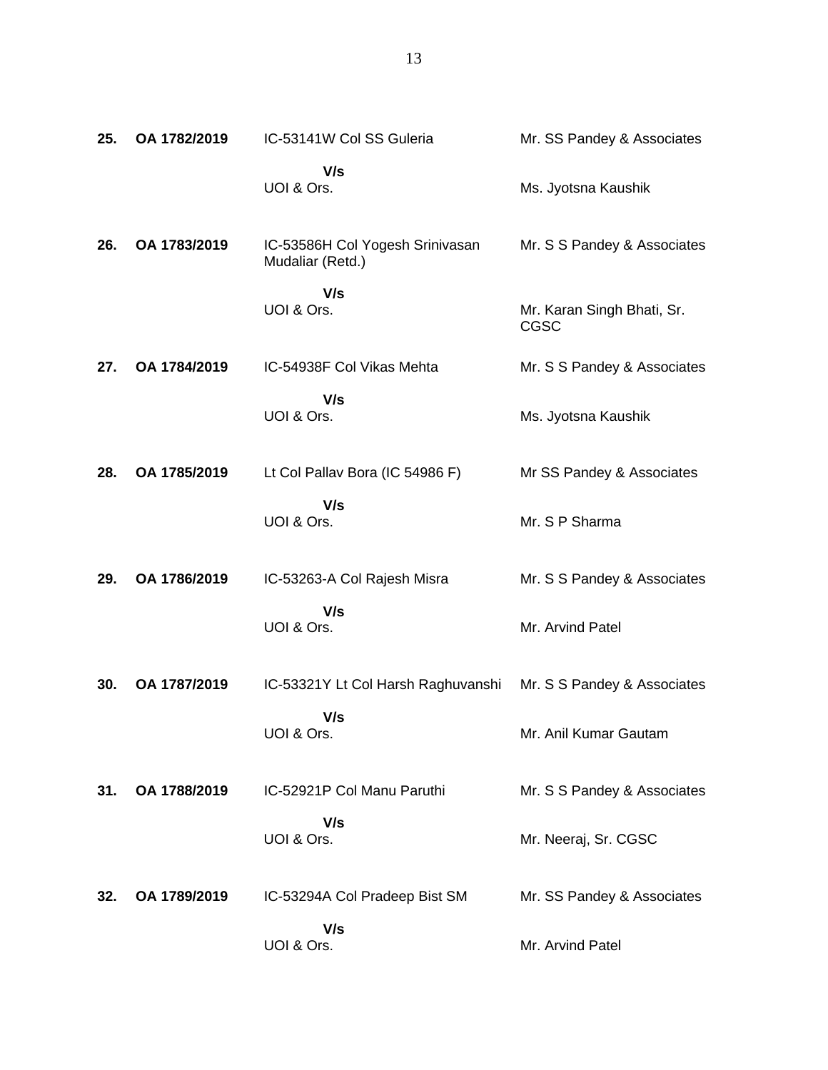| | | | |
|---|---|---|---|
| **25.** | **OA 1782/2019** | IC-53141W Col SS Guleria<br>**V/s**<br>UOI & Ors. | Mr. SS Pandey & Associates<br><br>Ms. Jyotsna Kaushik |
| **26.** | **OA 1783/2019** | IC-53586H Col Yogesh Srinivasan Mudaliar (Retd.)<br>**V/s**<br>UOI & Ors. | Mr. S S Pandey & Associates<br><br>Mr. Karan Singh Bhati, Sr. CGSC |
| **27.** | **OA 1784/2019** | IC-54938F Col Vikas Mehta<br>**V/s**<br>UOI & Ors. | Mr. S S Pandey & Associates<br><br>Ms. Jyotsna Kaushik |
| **28.** | **OA 1785/2019** | Lt Col Pallav Bora (IC 54986 F)<br>**V/s**<br>UOI & Ors. | Mr SS Pandey & Associates<br><br>Mr. S P Sharma |
| **29.** | **OA 1786/2019** | IC-53263-A Col Rajesh Misra<br>**V/s**<br>UOI & Ors. | Mr. S S Pandey & Associates<br><br>Mr. Arvind Patel |
| **30.** | **OA 1787/2019** | IC-53321Y Lt Col Harsh Raghuvanshi<br>**V/s**<br>UOI & Ors. | Mr. S S Pandey & Associates<br><br>Mr. Anil Kumar Gautam |
| **31.** | **OA 1788/2019** | IC-52921P Col Manu Paruthi<br>**V/s**<br>UOI & Ors. | Mr. S S Pandey & Associates<br><br>Mr. Neeraj, Sr. CGSC |
| **32.** | **OA 1789/2019** | IC-53294A Col Pradeep Bist SM<br>**V/s**<br>UOI & Ors. | Mr. SS Pandey & Associates<br><br>Mr. Arvind Patel |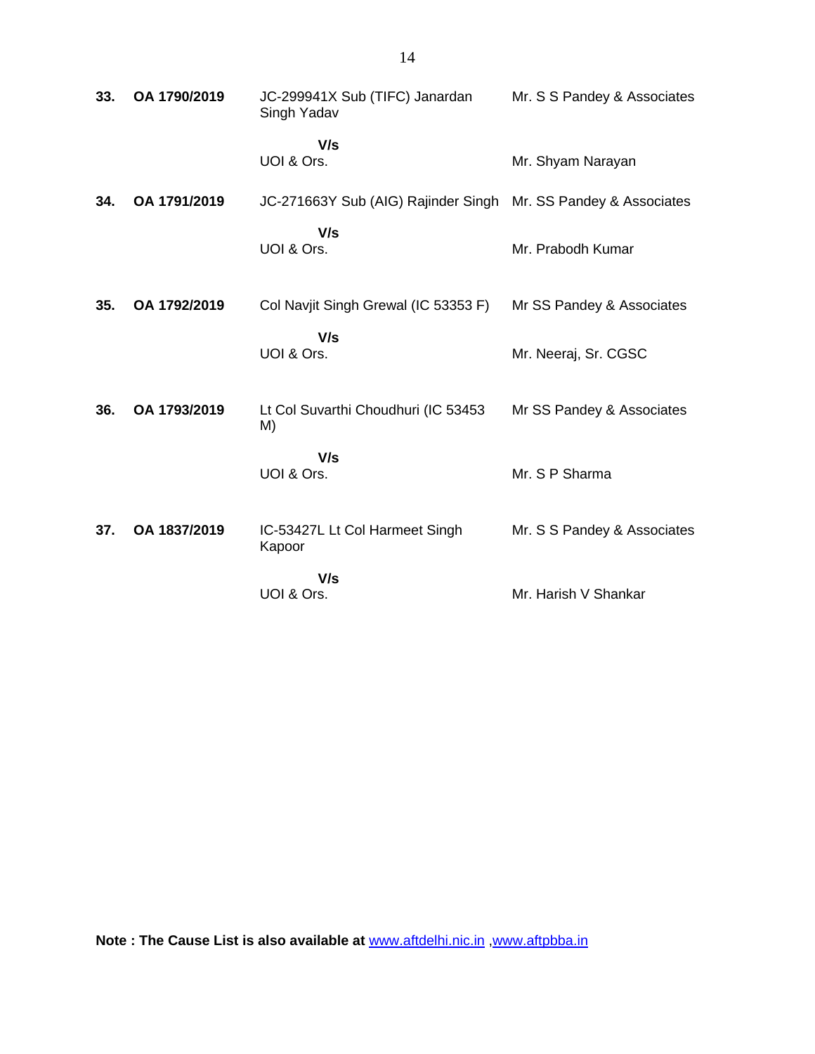| | | | |
|---|---|---|---|
| **33.** | **OA 1790/2019** | JC-299941X Sub (TIFC) Janardan Singh Yadav<br><br>**V/s**<br>UOI & Ors. | Mr. S S Pandey & Associates<br><br><br>Mr. Shyam Narayan |
| **34.** | **OA 1791/2019** | JC-271663Y Sub (AIG) Rajinder Singh<br><br>**V/s**<br>UOI & Ors. | Mr. SS Pandey & Associates<br><br><br>Mr. Prabodh Kumar |
| **35.** | **OA 1792/2019** | Col Navjit Singh Grewal (IC 53353 F)<br><br>**V/s**<br>UOI & Ors. | Mr SS Pandey & Associates<br><br><br>Mr. Neeraj, Sr. CGSC |
| **36.** | **OA 1793/2019** | Lt Col Suvarthi Choudhuri (IC 53453 M)<br><br>**V/s**<br>UOI & Ors. | Mr SS Pandey & Associates<br><br><br>Mr. S P Sharma |
| **37.** | **OA 1837/2019** | IC-53427L Lt Col Harmeet Singh Kapoor<br><br>**V/s**<br>UOI & Ors. | Mr. S S Pandey & Associates<br><br><br>Mr. Harish V Shankar |

**Note : The Cause List is also available at** www.aftdelhi.nic.in ,www.aftpbba.in